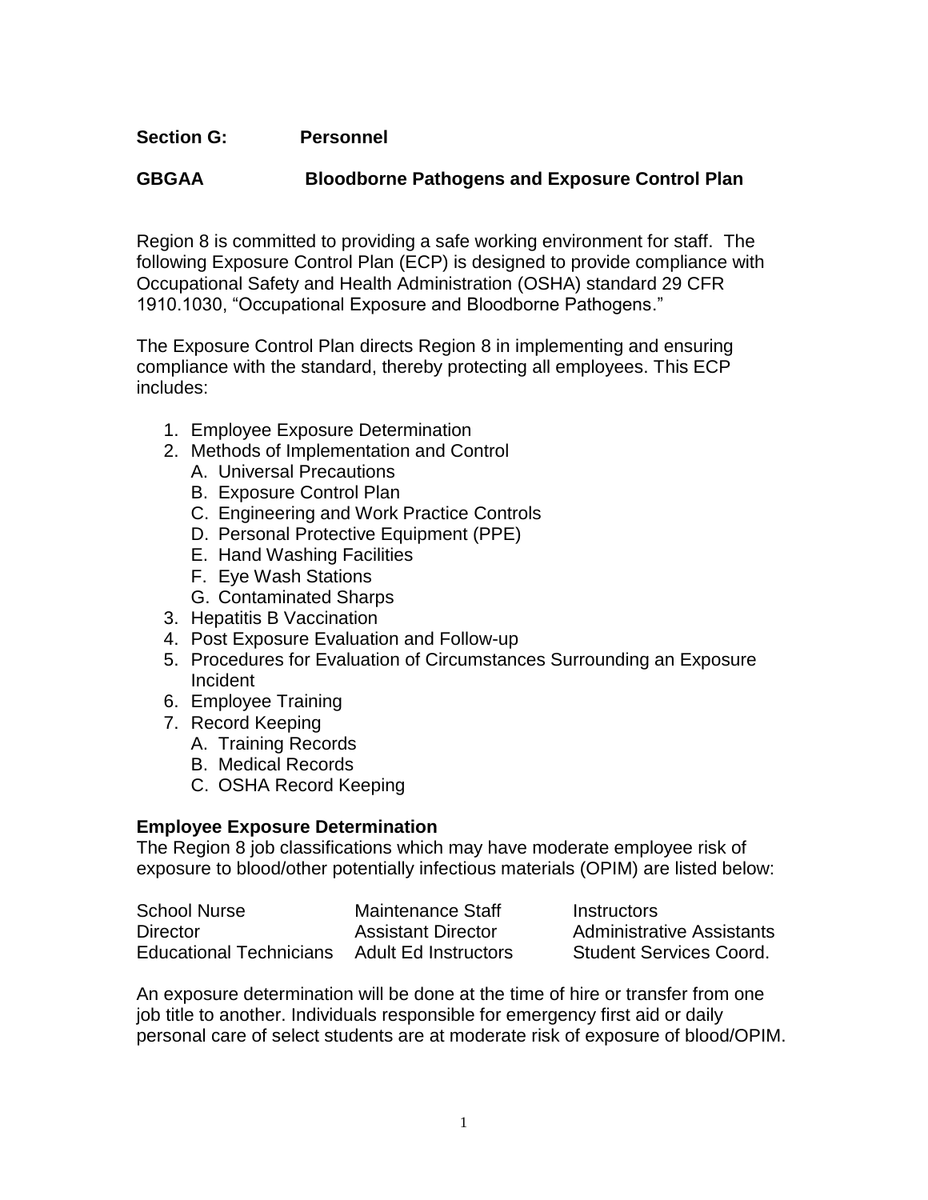**Section G: Personnel**

**GBGAA Bloodborne Pathogens and Exposure Control Plan**

Region 8 is committed to providing a safe working environment for staff. The following Exposure Control Plan (ECP) is designed to provide compliance with Occupational Safety and Health Administration (OSHA) standard 29 CFR 1910.1030, "Occupational Exposure and Bloodborne Pathogens."

The Exposure Control Plan directs Region 8 in implementing and ensuring compliance with the standard, thereby protecting all employees. This ECP includes:

1. Employee Exposure Determination
2. Methods of Implementation and Control
   A. Universal Precautions
   B. Exposure Control Plan
   C. Engineering and Work Practice Controls
   D. Personal Protective Equipment (PPE)
   E. Hand Washing Facilities
   F. Eye Wash Stations
   G. Contaminated Sharps
3. Hepatitis B Vaccination
4. Post Exposure Evaluation and Follow-up
5. Procedures for Evaluation of Circumstances Surrounding an Exposure Incident
6. Employee Training
7. Record Keeping
   A. Training Records
   B. Medical Records
   C. OSHA Record Keeping

**Employee Exposure Determination**

The Region 8 job classifications which may have moderate employee risk of exposure to blood/other potentially infectious materials (OPIM) are listed below:

| | | |
|---|---|---|
| School Nurse | Maintenance Staff | Instructors |
| Director | Assistant Director | Administrative Assistants |
| Educational Technicians | Adult Ed Instructors | Student Services Coord. |

An exposure determination will be done at the time of hire or transfer from one job title to another. Individuals responsible for emergency first aid or daily personal care of select students are at moderate risk of exposure of blood/OPIM.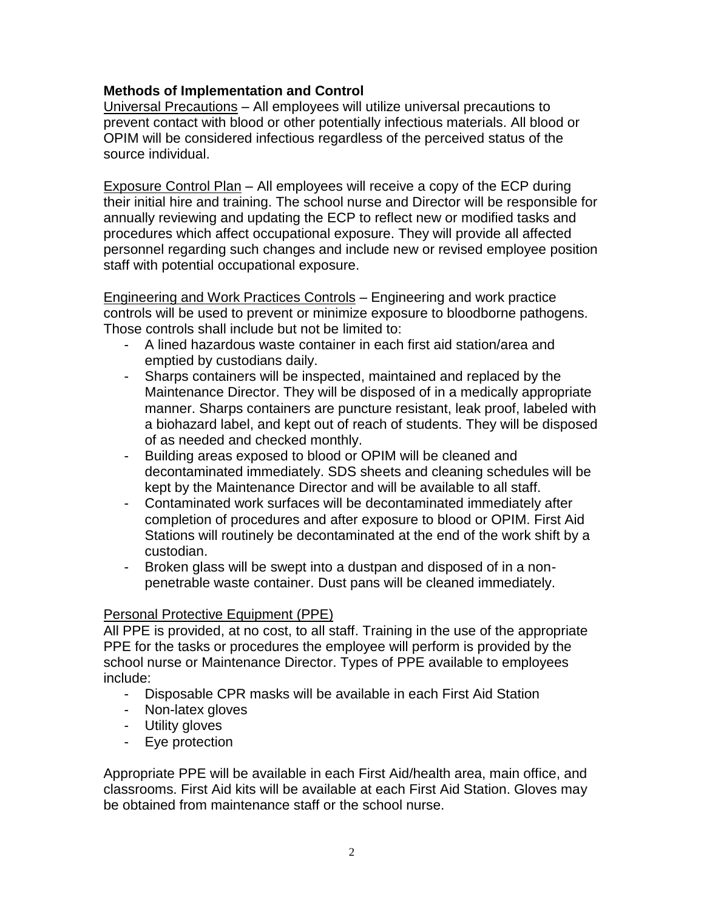**Methods of Implementation and Control**

Universal Precautions – All employees will utilize universal precautions to prevent contact with blood or other potentially infectious materials. All blood or OPIM will be considered infectious regardless of the perceived status of the source individual.

Exposure Control Plan – All employees will receive a copy of the ECP during their initial hire and training. The school nurse and Director will be responsible for annually reviewing and updating the ECP to reflect new or modified tasks and procedures which affect occupational exposure. They will provide all affected personnel regarding such changes and include new or revised employee position staff with potential occupational exposure.

Engineering and Work Practices Controls – Engineering and work practice controls will be used to prevent or minimize exposure to bloodborne pathogens. Those controls shall include but not be limited to:

- A lined hazardous waste container in each first aid station/area and emptied by custodians daily.
- Sharps containers will be inspected, maintained and replaced by the Maintenance Director. They will be disposed of in a medically appropriate manner. Sharps containers are puncture resistant, leak proof, labeled with a biohazard label, and kept out of reach of students. They will be disposed of as needed and checked monthly.
- Building areas exposed to blood or OPIM will be cleaned and decontaminated immediately. SDS sheets and cleaning schedules will be kept by the Maintenance Director and will be available to all staff.
- Contaminated work surfaces will be decontaminated immediately after completion of procedures and after exposure to blood or OPIM. First Aid Stations will routinely be decontaminated at the end of the work shift by a custodian.
- Broken glass will be swept into a dustpan and disposed of in a non-penetrable waste container. Dust pans will be cleaned immediately.

Personal Protective Equipment (PPE)

All PPE is provided, at no cost, to all staff. Training in the use of the appropriate PPE for the tasks or procedures the employee will perform is provided by the school nurse or Maintenance Director. Types of PPE available to employees include:

- Disposable CPR masks will be available in each First Aid Station
- Non-latex gloves
- Utility gloves
- Eye protection

Appropriate PPE will be available in each First Aid/health area, main office, and classrooms. First Aid kits will be available at each First Aid Station. Gloves may be obtained from maintenance staff or the school nurse.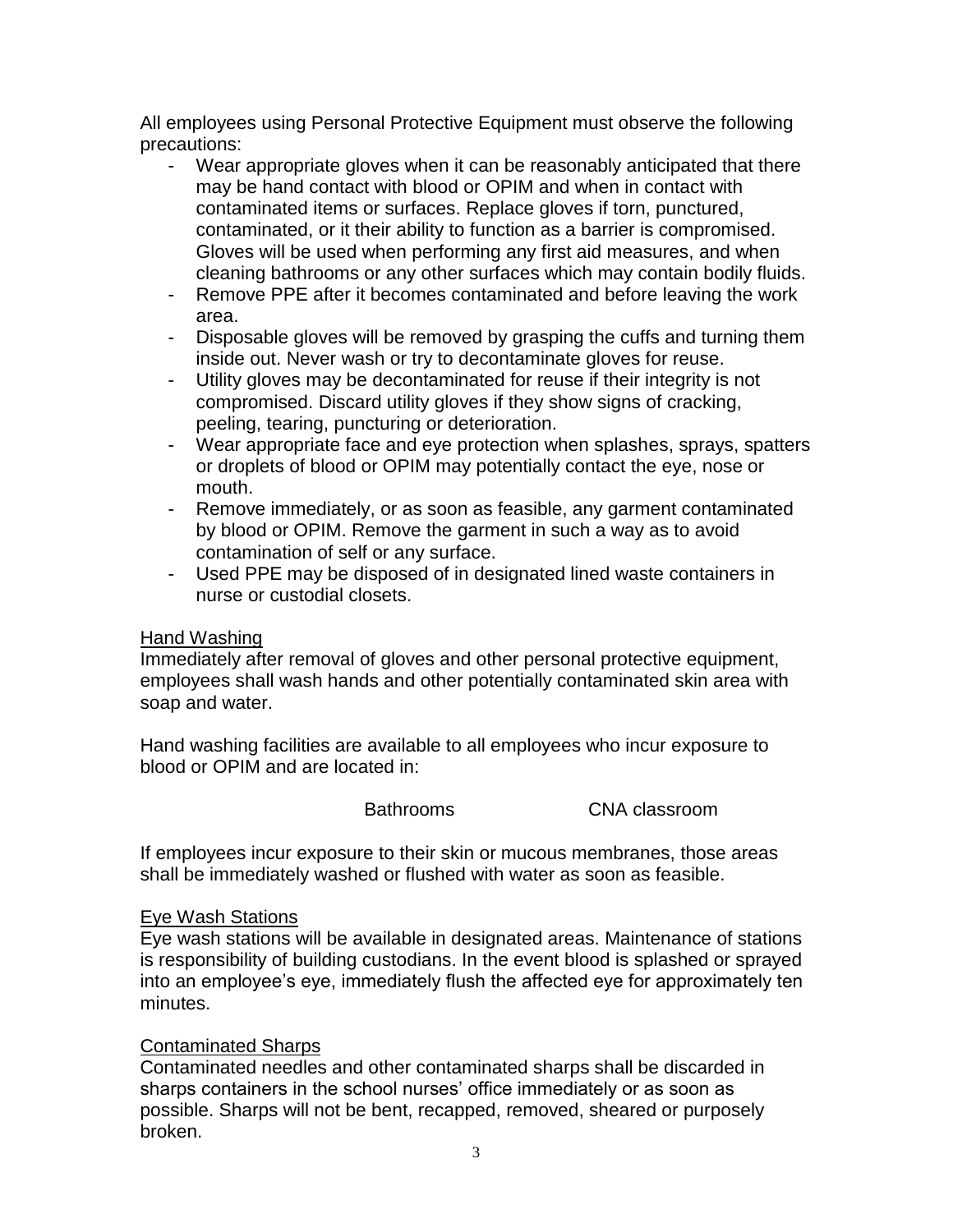All employees using Personal Protective Equipment must observe the following precautions:

- Wear appropriate gloves when it can be reasonably anticipated that there may be hand contact with blood or OPIM and when in contact with contaminated items or surfaces. Replace gloves if torn, punctured, contaminated, or it their ability to function as a barrier is compromised. Gloves will be used when performing any first aid measures, and when cleaning bathrooms or any other surfaces which may contain bodily fluids.
- Remove PPE after it becomes contaminated and before leaving the work area.
- Disposable gloves will be removed by grasping the cuffs and turning them inside out. Never wash or try to decontaminate gloves for reuse.
- Utility gloves may be decontaminated for reuse if their integrity is not compromised. Discard utility gloves if they show signs of cracking, peeling, tearing, puncturing or deterioration.
- Wear appropriate face and eye protection when splashes, sprays, spatters or droplets of blood or OPIM may potentially contact the eye, nose or mouth.
- Remove immediately, or as soon as feasible, any garment contaminated by blood or OPIM. Remove the garment in such a way as to avoid contamination of self or any surface.
- Used PPE may be disposed of in designated lined waste containers in nurse or custodial closets.

<u>Hand Washing</u>

Immediately after removal of gloves and other personal protective equipment, employees shall wash hands and other potentially contaminated skin area with soap and water.

Hand washing facilities are available to all employees who incur exposure to blood or OPIM and are located in:

Bathrooms    CNA classroom

If employees incur exposure to their skin or mucous membranes, those areas shall be immediately washed or flushed with water as soon as feasible.

<u>Eye Wash Stations</u>

Eye wash stations will be available in designated areas. Maintenance of stations is responsibility of building custodians. In the event blood is splashed or sprayed into an employee's eye, immediately flush the affected eye for approximately ten minutes.

<u>Contaminated Sharps</u>

Contaminated needles and other contaminated sharps shall be discarded in sharps containers in the school nurses' office immediately or as soon as possible. Sharps will not be bent, recapped, removed, sheared or purposely broken.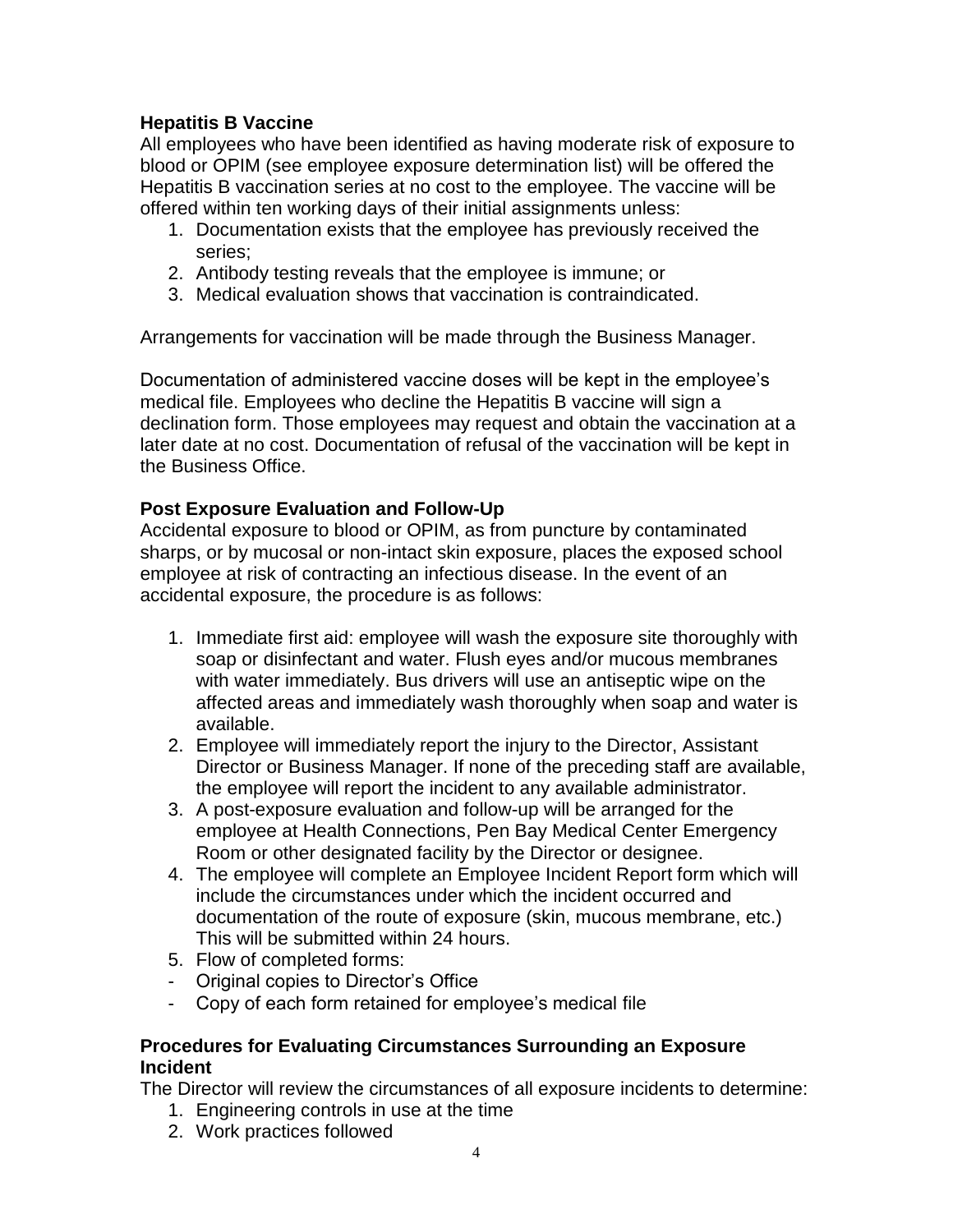## Hepatitis B Vaccine

All employees who have been identified as having moderate risk of exposure to blood or OPIM (see employee exposure determination list) will be offered the Hepatitis B vaccination series at no cost to the employee. The vaccine will be offered within ten working days of their initial assignments unless:

1. Documentation exists that the employee has previously received the series;
2. Antibody testing reveals that the employee is immune; or
3. Medical evaluation shows that vaccination is contraindicated.

Arrangements for vaccination will be made through the Business Manager.

Documentation of administered vaccine doses will be kept in the employee's medical file. Employees who decline the Hepatitis B vaccine will sign a declination form. Those employees may request and obtain the vaccination at a later date at no cost. Documentation of refusal of the vaccination will be kept in the Business Office.

## Post Exposure Evaluation and Follow-Up

Accidental exposure to blood or OPIM, as from puncture by contaminated sharps, or by mucosal or non-intact skin exposure, places the exposed school employee at risk of contracting an infectious disease. In the event of an accidental exposure, the procedure is as follows:

1. Immediate first aid: employee will wash the exposure site thoroughly with soap or disinfectant and water. Flush eyes and/or mucous membranes with water immediately. Bus drivers will use an antiseptic wipe on the affected areas and immediately wash thoroughly when soap and water is available.
2. Employee will immediately report the injury to the Director, Assistant Director or Business Manager. If none of the preceding staff are available, the employee will report the incident to any available administrator.
3. A post-exposure evaluation and follow-up will be arranged for the employee at Health Connections, Pen Bay Medical Center Emergency Room or other designated facility by the Director or designee.
4. The employee will complete an Employee Incident Report form which will include the circumstances under which the incident occurred and documentation of the route of exposure (skin, mucous membrane, etc.) This will be submitted within 24 hours.
5. Flow of completed forms:

- Original copies to Director's Office
- Copy of each form retained for employee's medical file

## Procedures for Evaluating Circumstances Surrounding an Exposure Incident

The Director will review the circumstances of all exposure incidents to determine:

1. Engineering controls in use at the time
2. Work practices followed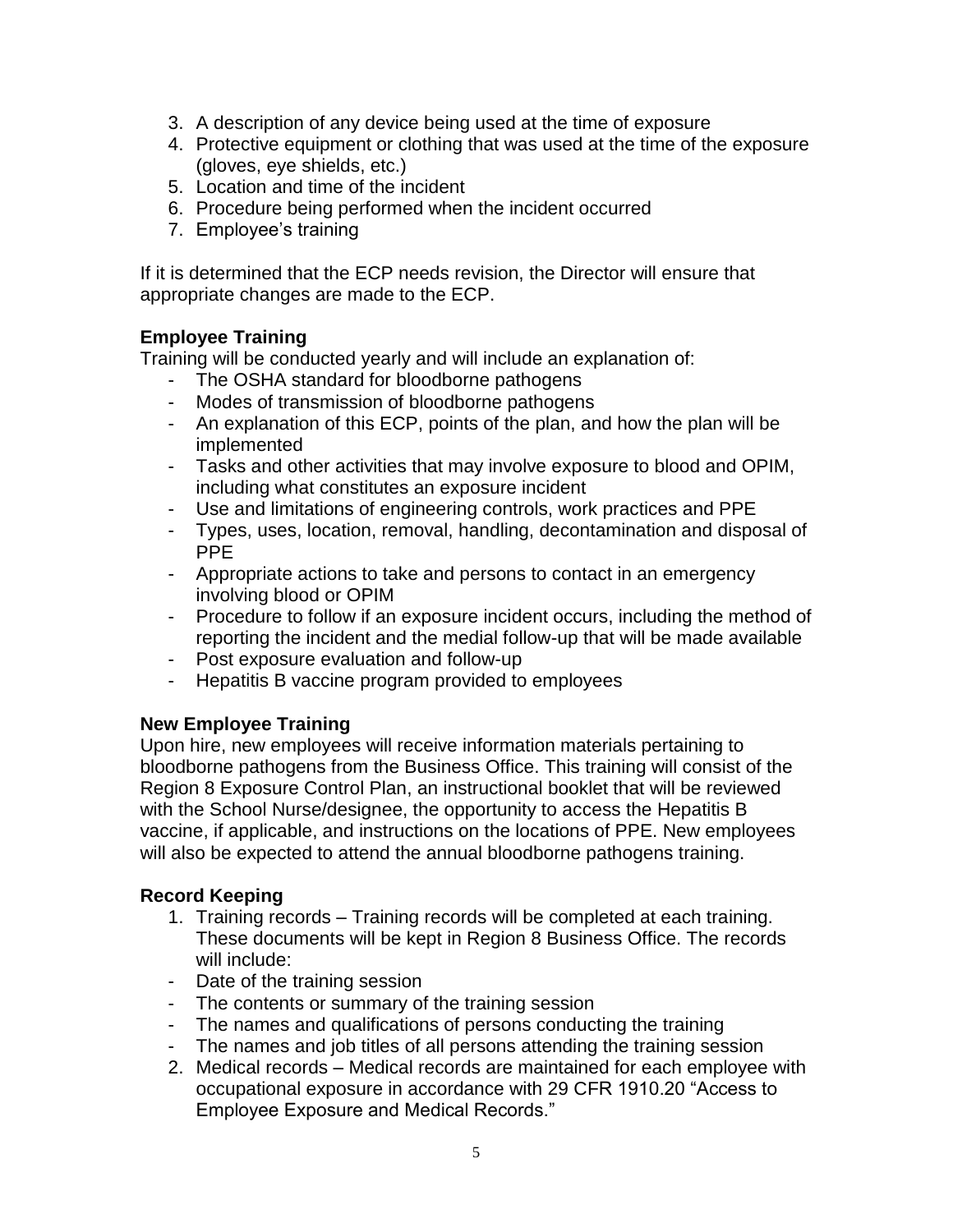3. A description of any device being used at the time of exposure
4. Protective equipment or clothing that was used at the time of the exposure (gloves, eye shields, etc.)
5. Location and time of the incident
6. Procedure being performed when the incident occurred
7. Employee's training

If it is determined that the ECP needs revision, the Director will ensure that appropriate changes are made to the ECP.

**Employee Training**

Training will be conducted yearly and will include an explanation of:

- The OSHA standard for bloodborne pathogens
- Modes of transmission of bloodborne pathogens
- An explanation of this ECP, points of the plan, and how the plan will be implemented
- Tasks and other activities that may involve exposure to blood and OPIM, including what constitutes an exposure incident
- Use and limitations of engineering controls, work practices and PPE
- Types, uses, location, removal, handling, decontamination and disposal of PPE
- Appropriate actions to take and persons to contact in an emergency involving blood or OPIM
- Procedure to follow if an exposure incident occurs, including the method of reporting the incident and the medial follow-up that will be made available
- Post exposure evaluation and follow-up
- Hepatitis B vaccine program provided to employees

**New Employee Training**

Upon hire, new employees will receive information materials pertaining to bloodborne pathogens from the Business Office. This training will consist of the Region 8 Exposure Control Plan, an instructional booklet that will be reviewed with the School Nurse/designee, the opportunity to access the Hepatitis B vaccine, if applicable, and instructions on the locations of PPE. New employees will also be expected to attend the annual bloodborne pathogens training.

**Record Keeping**

1. Training records – Training records will be completed at each training. These documents will be kept in Region 8 Business Office. The records will include:
   - Date of the training session
   - The contents or summary of the training session
   - The names and qualifications of persons conducting the training
   - The names and job titles of all persons attending the training session
2. Medical records – Medical records are maintained for each employee with occupational exposure in accordance with 29 CFR 1910.20 "Access to Employee Exposure and Medical Records."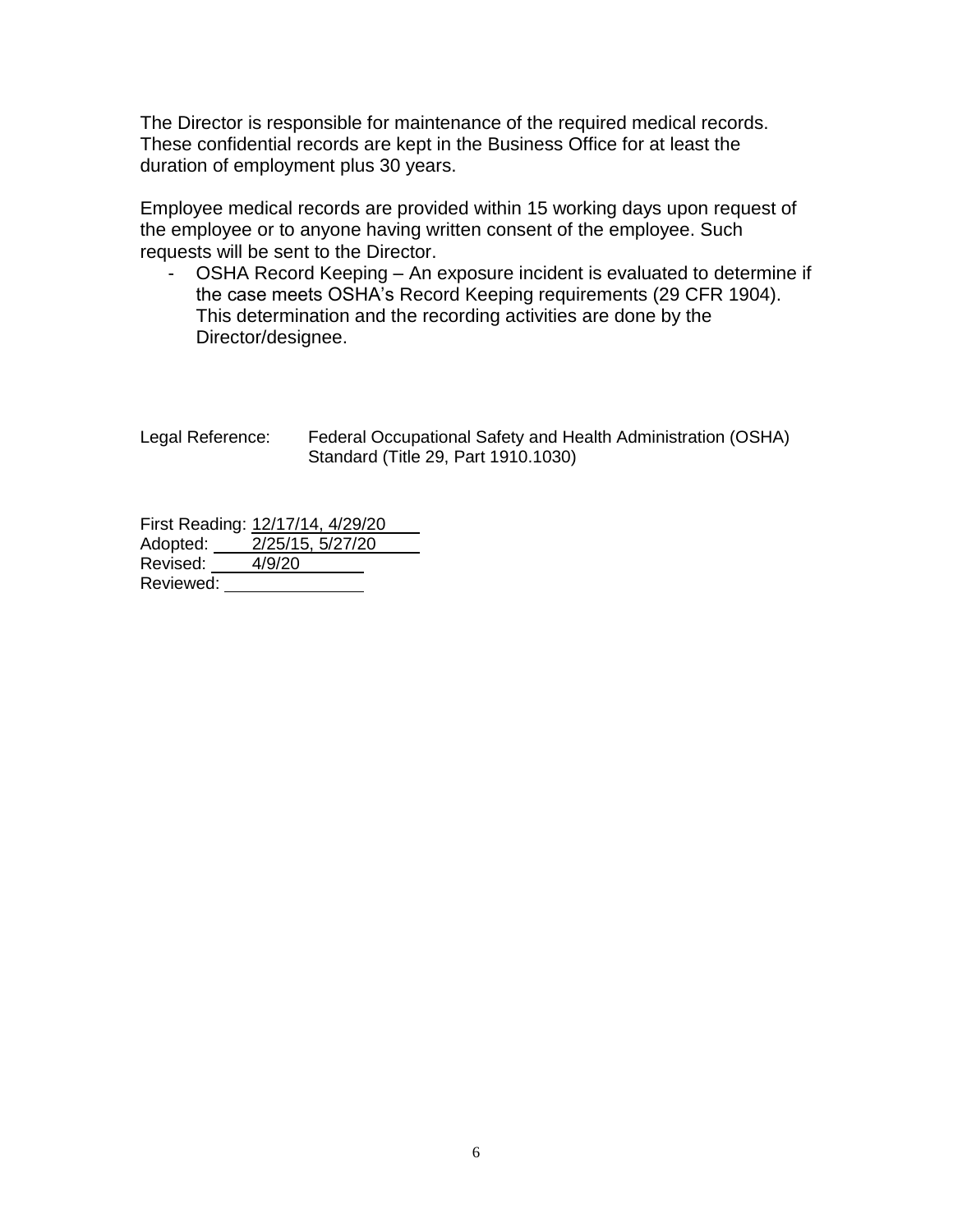The Director is responsible for maintenance of the required medical records. These confidential records are kept in the Business Office for at least the duration of employment plus 30 years.

Employee medical records are provided within 15 working days upon request of the employee or to anyone having written consent of the employee. Such requests will be sent to the Director.

- OSHA Record Keeping – An exposure incident is evaluated to determine if the case meets OSHA's Record Keeping requirements (29 CFR 1904). This determination and the recording activities are done by the Director/designee.

Legal Reference: Federal Occupational Safety and Health Administration (OSHA) Standard (Title 29, Part 1910.1030)

First Reading: 12/17/14, 4/29/20
Adopted: 2/25/15, 5/27/20
Revised: 4/9/20
Reviewed: